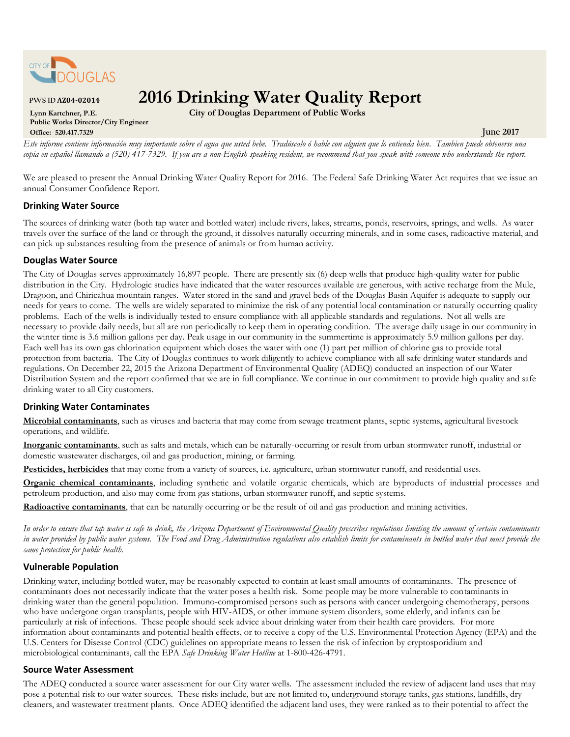CITY OF DOUGLAS

PWS ID **AZ04-02014**

# 2016 Drinking Water Quality Report

**City of Douglas Department of Public Works**

**Lynn Kartchner, P.E.**
**Public Works Director/City Engineer**
**Office: 520.417.7329**

**June 2017**

*Este informe contiene información muy importante sobre el agua que usted bebe. Tradúscalo ó hable con alguien que lo entienda bien. Tambien puede obtenerse una copia en español llamando a (520) 417-7329. If you are a non-English speaking resident, we recommend that you speak with someone who understands the report.*

We are pleased to present the Annual Drinking Water Quality Report for 2016. The Federal Safe Drinking Water Act requires that we issue an annual Consumer Confidence Report.

## Drinking Water Source

The sources of drinking water (both tap water and bottled water) include rivers, lakes, streams, ponds, reservoirs, springs, and wells. As water travels over the surface of the land or through the ground, it dissolves naturally occurring minerals, and in some cases, radioactive material, and can pick up substances resulting from the presence of animals or from human activity.

## Douglas Water Source

The City of Douglas serves approximately 16,897 people. There are presently six (6) deep wells that produce high-quality water for public distribution in the City. Hydrologic studies have indicated that the water resources available are generous, with active recharge from the Mule, Dragoon, and Chiricahua mountain ranges. Water stored in the sand and gravel beds of the Douglas Basin Aquifer is adequate to supply our needs for years to come. The wells are widely separated to minimize the risk of any potential local contamination or naturally occurring quality problems. Each of the wells is individually tested to ensure compliance with all applicable standards and regulations. Not all wells are necessary to provide daily needs, but all are run periodically to keep them in operating condition. The average daily usage in our community in the winter time is 3.6 million gallons per day. Peak usage in our community in the summertime is approximately 5.9 million gallons per day. Each well has its own gas chlorination equipment which doses the water with one (1) part per million of chlorine gas to provide total protection from bacteria. The City of Douglas continues to work diligently to achieve compliance with all safe drinking water standards and regulations. On December 22, 2015 the Arizona Department of Environmental Quality (ADEQ) conducted an inspection of our Water Distribution System and the report confirmed that we are in full compliance. We continue in our commitment to provide high quality and safe drinking water to all City customers.

## Drinking Water Contaminates

**Microbial contaminants**, such as viruses and bacteria that may come from sewage treatment plants, septic systems, agricultural livestock operations, and wildlife.

**Inorganic contaminants**, such as salts and metals, which can be naturally-occurring or result from urban stormwater runoff, industrial or domestic wastewater discharges, oil and gas production, mining, or farming.

**Pesticides, herbicides** that may come from a variety of sources, i.e. agriculture, urban stormwater runoff, and residential uses.

**Organic chemical contaminants**, including synthetic and volatile organic chemicals, which are byproducts of industrial processes and petroleum production, and also may come from gas stations, urban stormwater runoff, and septic systems.

**Radioactive contaminants**, that can be naturally occurring or be the result of oil and gas production and mining activities.

*In order to ensure that tap water is safe to drink, the Arizona Department of Environmental Quality prescribes regulations limiting the amount of certain contaminants in water provided by public water systems. The Food and Drug Administration regulations also establish limits for contaminants in bottled water that must provide the same protection for public health.*

## Vulnerable Population

Drinking water, including bottled water, may be reasonably expected to contain at least small amounts of contaminants. The presence of contaminants does not necessarily indicate that the water poses a health risk. Some people may be more vulnerable to contaminants in drinking water than the general population. Immuno-compromised persons such as persons with cancer undergoing chemotherapy, persons who have undergone organ transplants, people with HIV-AIDS, or other immune system disorders, some elderly, and infants can be particularly at risk of infections. These people should seek advice about drinking water from their health care providers. For more information about contaminants and potential health effects, or to receive a copy of the U.S. Environmental Protection Agency (EPA) and the U.S. Centers for Disease Control (CDC) guidelines on appropriate means to lessen the risk of infection by cryptosporidium and microbiological contaminants, call the EPA *Safe Drinking Water Hotline* at 1-800-426-4791.

## Source Water Assessment

The ADEQ conducted a source water assessment for our City water wells. The assessment included the review of adjacent land uses that may pose a potential risk to our water sources. These risks include, but are not limited to, underground storage tanks, gas stations, landfills, dry cleaners, and wastewater treatment plants. Once ADEQ identified the adjacent land uses, they were ranked as to their potential to affect the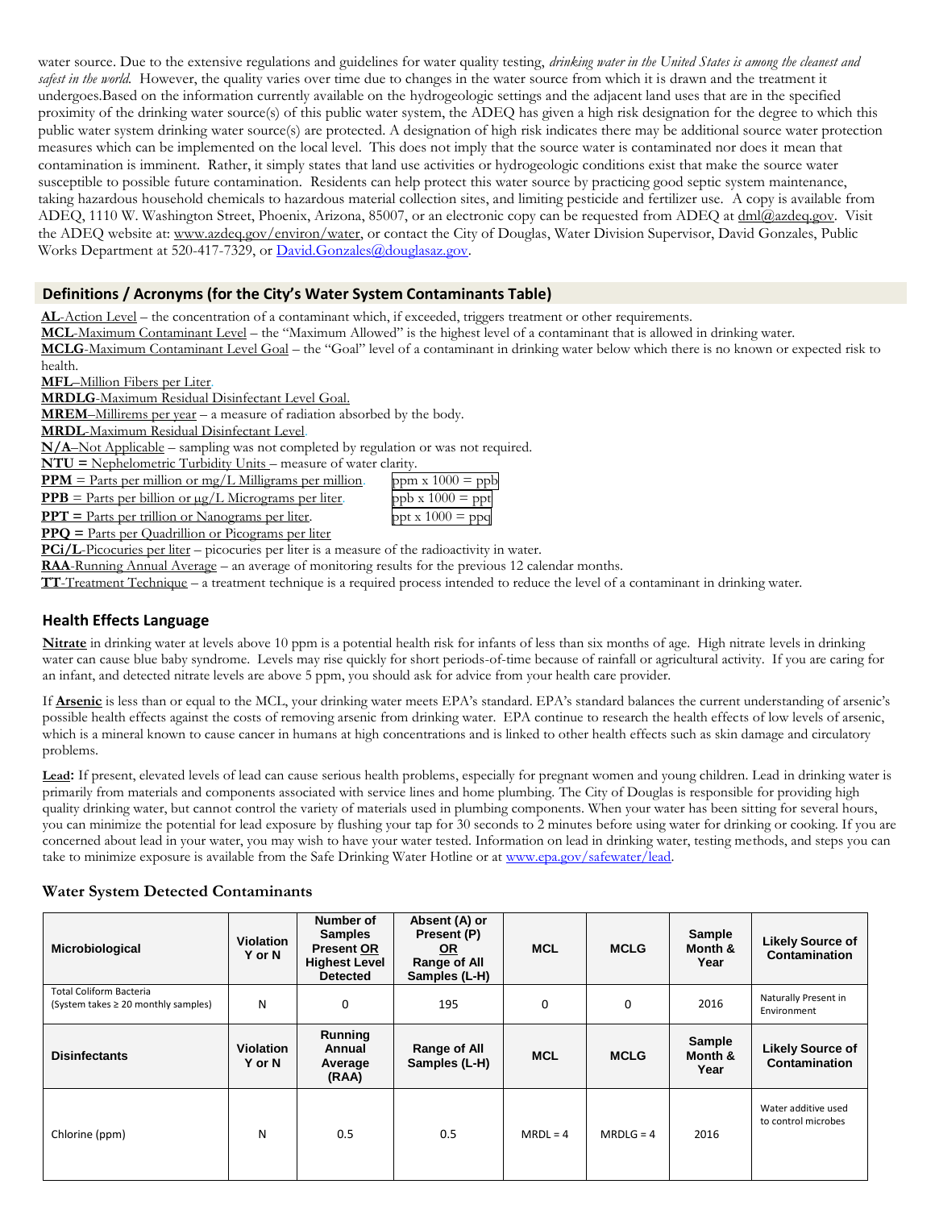water source. Due to the extensive regulations and guidelines for water quality testing, *drinking water in the United States is among the cleanest and safest in the world.* However, the quality varies over time due to changes in the water source from which it is drawn and the treatment it undergoes.Based on the information currently available on the hydrogeologic settings and the adjacent land uses that are in the specified proximity of the drinking water source(s) of this public water system, the ADEQ has given a high risk designation for the degree to which this public water system drinking water source(s) are protected. A designation of high risk indicates there may be additional source water protection measures which can be implemented on the local level. This does not imply that the source water is contaminated nor does it mean that contamination is imminent. Rather, it simply states that land use activities or hydrogeologic conditions exist that make the source water susceptible to possible future contamination. Residents can help protect this water source by practicing good septic system maintenance, taking hazardous household chemicals to hazardous material collection sites, and limiting pesticide and fertilizer use. A copy is available from ADEQ, 1110 W. Washington Street, Phoenix, Arizona, 85007, or an electronic copy can be requested from ADEQ at dml@azdeq.gov. Visit the ADEQ website at: www.azdeq.gov/environ/water, or contact the City of Douglas, Water Division Supervisor, David Gonzales, Public Works Department at 520-417-7329, or David.Gonzales@douglasaz.gov.

## Definitions / Acronyms (for the City's Water System Contaminants Table)

**AL**-Action Level – the concentration of a contaminant which, if exceeded, triggers treatment or other requirements.
**MCL**-Maximum Contaminant Level – the "Maximum Allowed" is the highest level of a contaminant that is allowed in drinking water.
**MCLG**-Maximum Contaminant Level Goal – the "Goal" level of a contaminant in drinking water below which there is no known or expected risk to health.
**MFL**–Million Fibers per Liter.
**MRDLG**-Maximum Residual Disinfectant Level Goal.
**MREM**–Millirems per year – a measure of radiation absorbed by the body.
**MRDL**-Maximum Residual Disinfectant Level.
**N/A**–Not Applicable – sampling was not completed by regulation or was not required.
**NTU =** Nephelometric Turbidity Units – measure of water clarity.
**PPM** = Parts per million or mg/L Milligrams per million. ppm x 1000 = ppb
**PPB** = Parts per billion or µg/L Micrograms per liter. ppb x 1000 = ppt
**PPT =** Parts per trillion or Nanograms per liter. ppt x 1000 = ppq
**PPQ =** Parts per Quadrillion or Picograms per liter
**PCi/L**-Picocuries per liter – picocuries per liter is a measure of the radioactivity in water.
**RAA**-Running Annual Average – an average of monitoring results for the previous 12 calendar months.
**TT**-Treatment Technique – a treatment technique is a required process intended to reduce the level of a contaminant in drinking water.

## Health Effects Language

**Nitrate** in drinking water at levels above 10 ppm is a potential health risk for infants of less than six months of age. High nitrate levels in drinking water can cause blue baby syndrome. Levels may rise quickly for short periods-of-time because of rainfall or agricultural activity. If you are caring for an infant, and detected nitrate levels are above 5 ppm, you should ask for advice from your health care provider.

If **Arsenic** is less than or equal to the MCL, your drinking water meets EPA's standard. EPA's standard balances the current understanding of arsenic's possible health effects against the costs of removing arsenic from drinking water. EPA continue to research the health effects of low levels of arsenic, which is a mineral known to cause cancer in humans at high concentrations and is linked to other health effects such as skin damage and circulatory problems.

**Lead:** If present, elevated levels of lead can cause serious health problems, especially for pregnant women and young children. Lead in drinking water is primarily from materials and components associated with service lines and home plumbing. The City of Douglas is responsible for providing high quality drinking water, but cannot control the variety of materials used in plumbing components. When your water has been sitting for several hours, you can minimize the potential for lead exposure by flushing your tap for 30 seconds to 2 minutes before using water for drinking or cooking. If you are concerned about lead in your water, you may wish to have your water tested. Information on lead in drinking water, testing methods, and steps you can take to minimize exposure is available from the Safe Drinking Water Hotline or at www.epa.gov/safewater/lead.

## Water System Detected Contaminants

| Microbiological | Violation Y or N | Number of Samples Present OR Highest Level Detected | Absent (A) or Present (P) OR Range of All Samples (L-H) | MCL | MCLG | Sample Month & Year | Likely Source of Contamination |
|---|---|---|---|---|---|---|---|
| Total Coliform Bacteria (System takes ≥ 20 monthly samples) | N | 0 | 195 | 0 | 0 | 2016 | Naturally Present in Environment |
| **Disinfectants** | **Violation Y or N** | **Running Annual Average (RAA)** | **Range of All Samples (L-H)** | **MCL** | **MCLG** | **Sample Month & Year** | **Likely Source of Contamination** |
| Chlorine (ppm) | N | 0.5 | 0.5 | MRDL = 4 | MRDLG = 4 | 2016 | Water additive used to control microbes |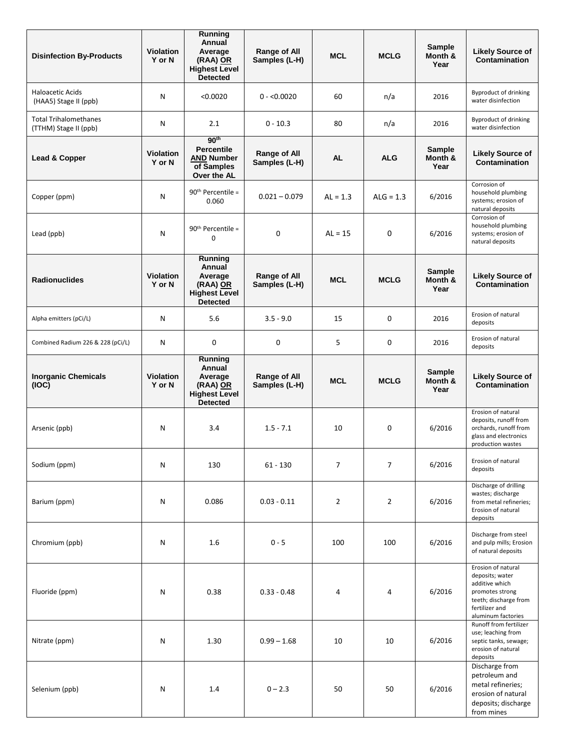| Disinfection By-Products | Violation Y or N | Running Annual Average (RAA) OR Highest Level Detected | Range of All Samples (L-H) | MCL | MCLG | Sample Month & Year | Likely Source of Contamination |
|---|---|---|---|---|---|---|---|
| Haloacetic Acids (HAA5) Stage II (ppb) | N | <0.0020 | 0 - <0.0020 | 60 | n/a | 2016 | Byproduct of drinking water disinfection |
| Total Trihalomethanes (TTHM) Stage II (ppb) | N | 2.1 | 0 - 10.3 | 80 | n/a | 2016 | Byproduct of drinking water disinfection |
| **Lead & Copper** | **Violation Y or N** | **90th Percentile AND Number of Samples Over the AL** | **Range of All Samples (L-H)** | **AL** | **ALG** | **Sample Month & Year** | **Likely Source of Contamination** |
| Copper (ppm) | N | 90th Percentile = 0.060 | 0.021 – 0.079 | AL = 1.3 | ALG = 1.3 | 6/2016 | Corrosion of household plumbing systems; erosion of natural deposits |
| Lead (ppb) | N | 90th Percentile = 0 | 0 | AL = 15 | 0 | 6/2016 | Corrosion of household plumbing systems; erosion of natural deposits |
| **Radionuclides** | **Violation Y or N** | **Running Annual Average (RAA) OR Highest Level Detected** | **Range of All Samples (L-H)** | **MCL** | **MCLG** | **Sample Month & Year** | **Likely Source of Contamination** |
| Alpha emitters (pCi/L) | N | 5.6 | 3.5 - 9.0 | 15 | 0 | 2016 | Erosion of natural deposits |
| Combined Radium 226 & 228 (pCi/L) | N | 0 | 0 | 5 | 0 | 2016 | Erosion of natural deposits |
| **Inorganic Chemicals (IOC)** | **Violation Y or N** | **Running Annual Average (RAA) OR Highest Level Detected** | **Range of All Samples (L-H)** | **MCL** | **MCLG** | **Sample Month & Year** | **Likely Source of Contamination** |
| Arsenic (ppb) | N | 3.4 | 1.5 - 7.1 | 10 | 0 | 6/2016 | Erosion of natural deposits, runoff from orchards, runoff from glass and electronics production wastes |
| Sodium (ppm) | N | 130 | 61 - 130 | 7 | 7 | 6/2016 | Erosion of natural deposits |
| Barium (ppm) | N | 0.086 | 0.03 - 0.11 | 2 | 2 | 6/2016 | Discharge of drilling wastes; discharge from metal refineries; Erosion of natural deposits |
| Chromium (ppb) | N | 1.6 | 0 - 5 | 100 | 100 | 6/2016 | Discharge from steel and pulp mills; Erosion of natural deposits |
| Fluoride (ppm) | N | 0.38 | 0.33 - 0.48 | 4 | 4 | 6/2016 | Erosion of natural deposits; water additive which promotes strong teeth; discharge from fertilizer and aluminum factories |
| Nitrate (ppm) | N | 1.30 | 0.99 – 1.68 | 10 | 10 | 6/2016 | Runoff from fertilizer use; leaching from septic tanks, sewage; erosion of natural deposits |
| Selenium (ppb) | N | 1.4 | 0 – 2.3 | 50 | 50 | 6/2016 | Discharge from petroleum and metal refineries; erosion of natural deposits; discharge from mines |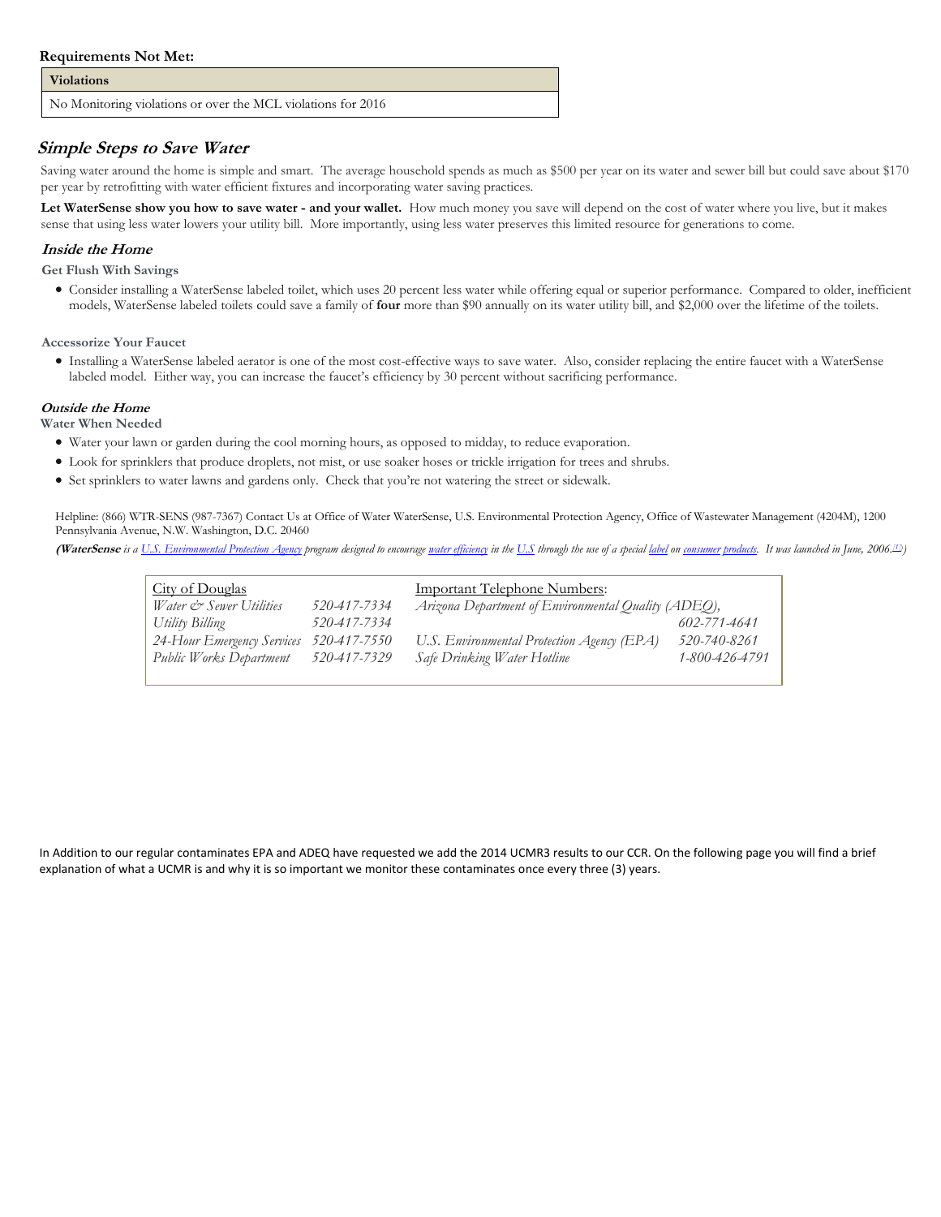**Requirements Not Met:**

| Violations |
| --- |
| No Monitoring violations or over the MCL violations for 2016 |

## *Simple Steps to Save Water*

Saving water around the home is simple and smart. The average household spends as much as $500 per year on its water and sewer bill but could save about $170 per year by retrofitting with water efficient fixtures and incorporating water saving practices.

**Let WaterSense show you how to save water - and your wallet.** How much money you save will depend on the cost of water where you live, but it makes sense that using less water lowers your utility bill. More importantly, using less water preserves this limited resource for generations to come.

### *Inside the Home*

**Get Flush With Savings**

- Consider installing a WaterSense labeled toilet, which uses 20 percent less water while offering equal or superior performance. Compared to older, inefficient models, WaterSense labeled toilets could save a family of **four** more than $90 annually on its water utility bill, and $2,000 over the lifetime of the toilets.

**Accessorize Your Faucet**

- Installing a WaterSense labeled aerator is one of the most cost-effective ways to save water. Also, consider replacing the entire faucet with a WaterSense labeled model. Either way, you can increase the faucet's efficiency by 30 percent without sacrificing performance.

### *Outside the Home*

**Water When Needed**

- Water your lawn or garden during the cool morning hours, as opposed to midday, to reduce evaporation.
- Look for sprinklers that produce droplets, not mist, or use soaker hoses or trickle irrigation for trees and shrubs.
- Set sprinklers to water lawns and gardens only. Check that you're not watering the street or sidewalk.

Helpline: (866) WTR-SENS (987-7367) Contact Us at Office of Water WaterSense, U.S. Environmental Protection Agency, Office of Wastewater Management (4204M), 1200 Pennsylvania Avenue, N.W. Washington, D.C. 20460

*(**WaterSense** is a U.S. Environmental Protection Agency program designed to encourage water efficiency in the U.S through the use of a special label on consumer products. It was launched in June, 2006.[1])*

| City of Douglas | | Important Telephone Numbers: | |
| --- | --- | --- | --- |
| *Water & Sewer Utilities* | *520-417-7334* | *Arizona Department of Environmental Quality (ADEQ),* | *602-771-4641* |
| *Utility Billing* | *520-417-7334* | | |
| *24-Hour Emergency Services* | *520-417-7550* | *U.S. Environmental Protection Agency (EPA)* | *520-740-8261* |
| *Public Works Department* | *520-417-7329* | *Safe Drinking Water Hotline* | *1-800-426-4791* |

In Addition to our regular contaminates EPA and ADEQ have requested we add the 2014 UCMR3 results to our CCR. On the following page you will find a brief explanation of what a UCMR is and why it is so important we monitor these contaminates once every three (3) years.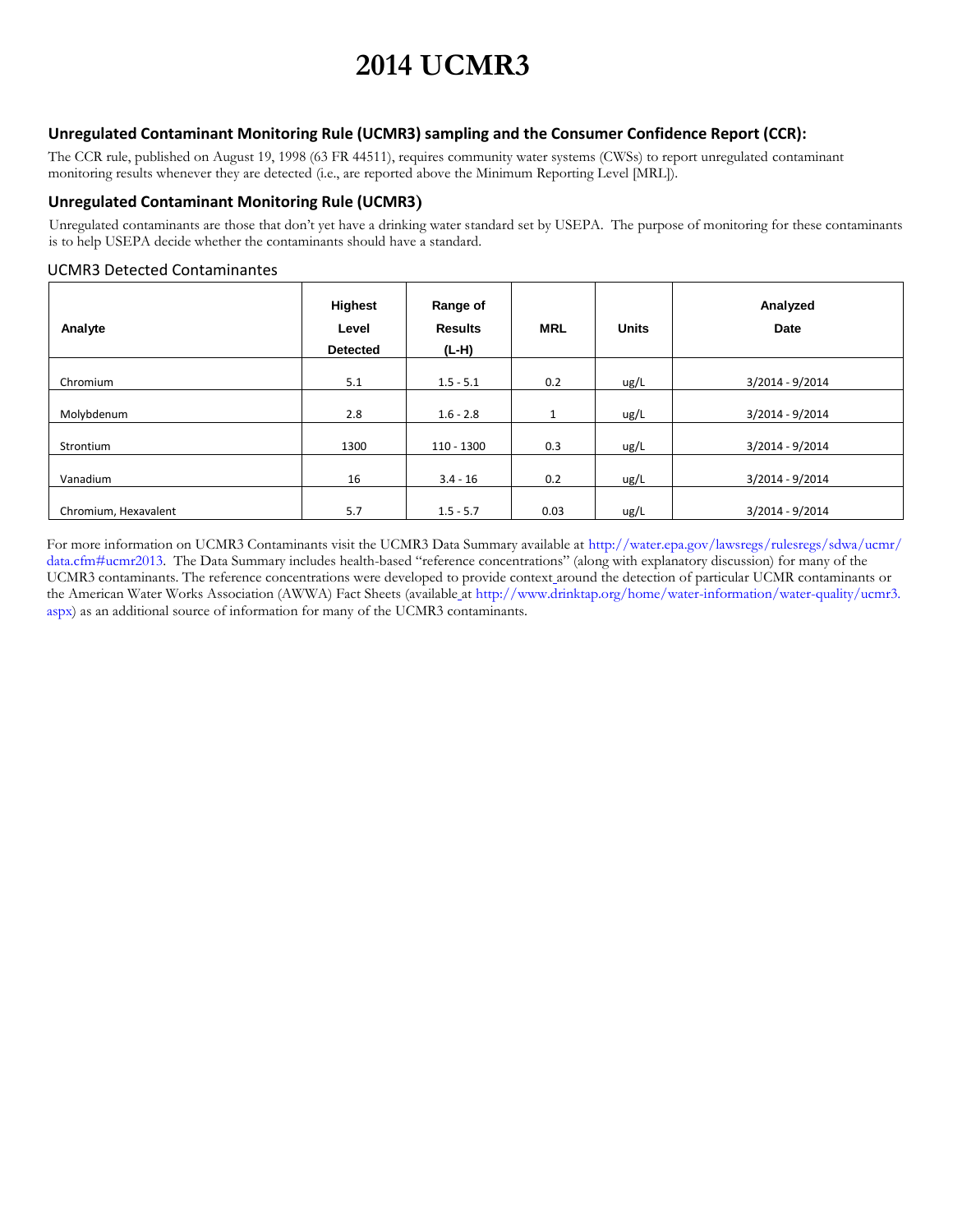# 2014 UCMR3

### Unregulated Contaminant Monitoring Rule (UCMR3) sampling and the Consumer Confidence Report (CCR):

The CCR rule, published on August 19, 1998 (63 FR 44511), requires community water systems (CWSs) to report unregulated contaminant monitoring results whenever they are detected (i.e., are reported above the Minimum Reporting Level [MRL]).

### Unregulated Contaminant Monitoring Rule (UCMR3)

Unregulated contaminants are those that don't yet have a drinking water standard set by USEPA. The purpose of monitoring for these contaminants is to help USEPA decide whether the contaminants should have a standard.

UCMR3 Detected Contaminantes

| Analyte | Highest Level Detected | Range of Results (L-H) | MRL | Units | Analyzed Date |
|---|---|---|---|---|---|
| Chromium | 5.1 | 1.5 - 5.1 | 0.2 | ug/L | 3/2014 - 9/2014 |
| Molybdenum | 2.8 | 1.6 - 2.8 | 1 | ug/L | 3/2014 - 9/2014 |
| Strontium | 1300 | 110 - 1300 | 0.3 | ug/L | 3/2014 - 9/2014 |
| Vanadium | 16 | 3.4 - 16 | 0.2 | ug/L | 3/2014 - 9/2014 |
| Chromium, Hexavalent | 5.7 | 1.5 - 5.7 | 0.03 | ug/L | 3/2014 - 9/2014 |

For more information on UCMR3 Contaminants visit the UCMR3 Data Summary available at http://water.epa.gov/lawsregs/rulesregs/sdwa/ucmr/data.cfm#ucmr2013. The Data Summary includes health-based "reference concentrations" (along with explanatory discussion) for many of the UCMR3 contaminants. The reference concentrations were developed to provide context around the detection of particular UCMR contaminants or the American Water Works Association (AWWA) Fact Sheets (available at http://www.drinktap.org/home/water-information/water-quality/ucmr3.aspx) as an additional source of information for many of the UCMR3 contaminants.